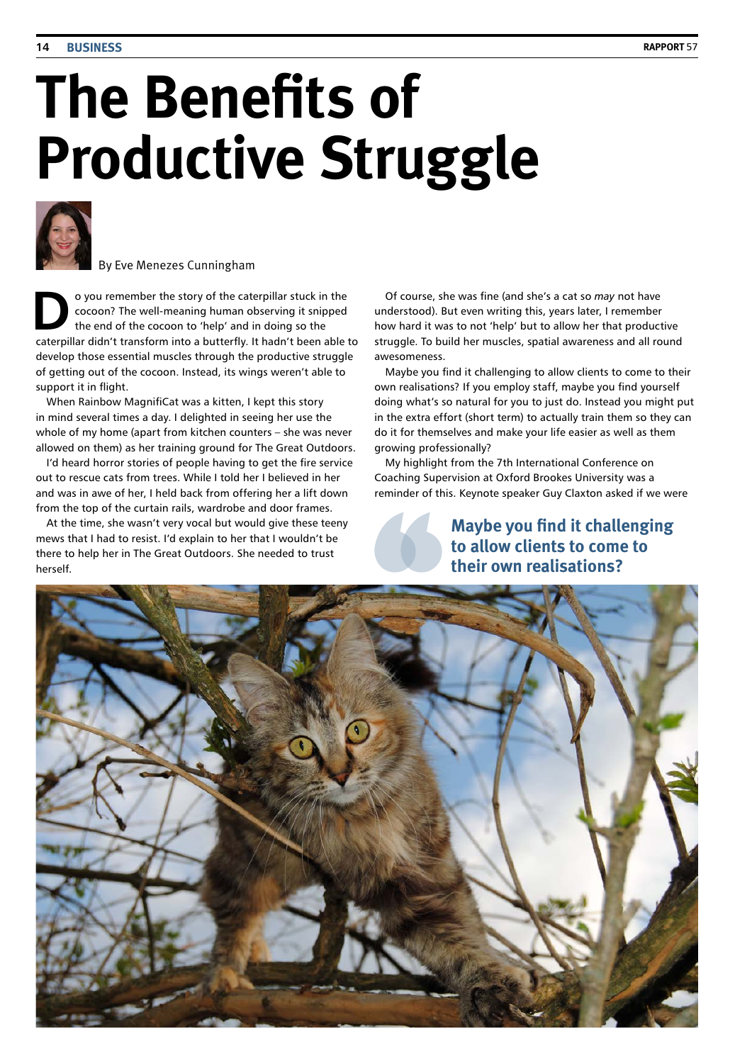# The Benefits of Productive Struggle

By Eve Menezes Cunningham

Do you remember the story of the caterpillar stuck in the cocoon? The well-meaning human observing it snipped the end of the cocoon to 'help' and in doing so the caterpillar didn't transform into a butterfly. It hadn't been able to develop those essential muscles through the productive struggle of getting out of the cocoon. Instead, its wings weren't able to support it in flight.

When Rainbow MagnifiCat was a kitten, I kept this story in mind several times a day. I delighted in seeing her use the whole of my home (apart from kitchen counters – she was never allowed on them) as her training ground for The Great Outdoors.

I'd heard horror stories of people having to get the fire service out to rescue cats from trees. While I told her I believed in her and was in awe of her, I held back from offering her a lift down from the top of the curtain rails, wardrobe and door frames.

At the time, she wasn't very vocal but would give these teeny mews that I had to resist. I'd explain to her that I wouldn't be there to help her in The Great Outdoors. She needed to trust herself.

Of course, she was fine (and she's a cat so *may* not have understood). But even writing this, years later, I remember how hard it was to not 'help' but to allow her that productive struggle. To build her muscles, spatial awareness and all round awesomeness.

Maybe you find it challenging to allow clients to come to their own realisations? If you employ staff, maybe you find yourself doing what's so natural for you to just do. Instead you might put in the extra effort (short term) to actually train them so they can do it for themselves and make your life easier as well as them growing professionally?

My highlight from the 7th International Conference on Coaching Supervision at Oxford Brookes University was a reminder of this. Keynote speaker Guy Claxton asked if we were

> **Maybe you find it challenging to allow clients to come to their own realisations?**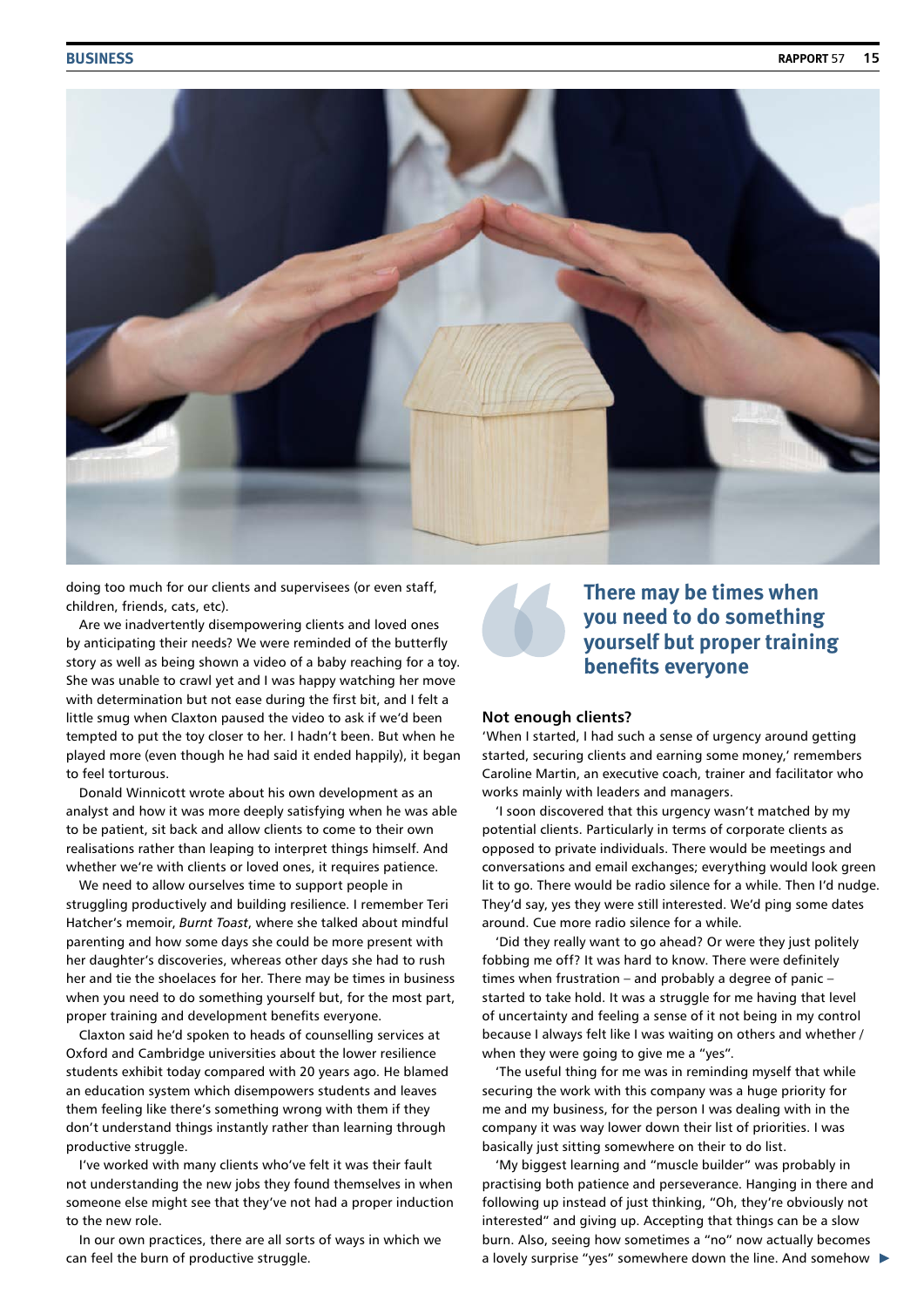doing too much for our clients and supervisees (or even staff, children, friends, cats, etc).

Are we inadvertently disempowering clients and loved ones by anticipating their needs? We were reminded of the butterfly story as well as being shown a video of a baby reaching for a toy. She was unable to crawl yet and I was happy watching her move with determination but not ease during the first bit, and I felt a little smug when Claxton paused the video to ask if we'd been tempted to put the toy closer to her. I hadn't been. But when he played more (even though he had said it ended happily), it began to feel torturous.

Donald Winnicott wrote about his own development as an analyst and how it was more deeply satisfying when he was able to be patient, sit back and allow clients to come to their own realisations rather than leaping to interpret things himself. And whether we're with clients or loved ones, it requires patience.

We need to allow ourselves time to support people in struggling productively and building resilience. I remember Teri Hatcher's memoir, *Burnt Toast*, where she talked about mindful parenting and how some days she could be more present with her daughter's discoveries, whereas other days she had to rush her and tie the shoelaces for her. There may be times in business when you need to do something yourself but, for the most part, proper training and development benefits everyone.

Claxton said he'd spoken to heads of counselling services at Oxford and Cambridge universities about the lower resilience students exhibit today compared with 20 years ago. He blamed an education system which disempowers students and leaves them feeling like there's something wrong with them if they don't understand things instantly rather than learning through productive struggle.

I've worked with many clients who've felt it was their fault not understanding the new jobs they found themselves in when someone else might see that they've not had a proper induction to the new role.

In our own practices, there are all sorts of ways in which we can feel the burn of productive struggle.

> **There may be times when you need to do something yourself but proper training benefits everyone**

### Not enough clients?

'When I started, I had such a sense of urgency around getting started, securing clients and earning some money,' remembers Caroline Martin, an executive coach, trainer and facilitator who works mainly with leaders and managers.

'I soon discovered that this urgency wasn't matched by my potential clients. Particularly in terms of corporate clients as opposed to private individuals. There would be meetings and conversations and email exchanges; everything would look green lit to go. There would be radio silence for a while. Then I'd nudge. They'd say, yes they were still interested. We'd ping some dates around. Cue more radio silence for a while.

'Did they really want to go ahead? Or were they just politely fobbing me off? It was hard to know. There were definitely times when frustration – and probably a degree of panic – started to take hold. It was a struggle for me having that level of uncertainty and feeling a sense of it not being in my control because I always felt like I was waiting on others and whether / when they were going to give me a "yes".

'The useful thing for me was in reminding myself that while securing the work with this company was a huge priority for me and my business, for the person I was dealing with in the company it was way lower down their list of priorities. I was basically just sitting somewhere on their to do list.

'My biggest learning and "muscle builder" was probably in practising both patience and perseverance. Hanging in there and following up instead of just thinking, "Oh, they're obviously not interested" and giving up. Accepting that things can be a slow burn. Also, seeing how sometimes a "no" now actually becomes a lovely surprise "yes" somewhere down the line. And somehow ▶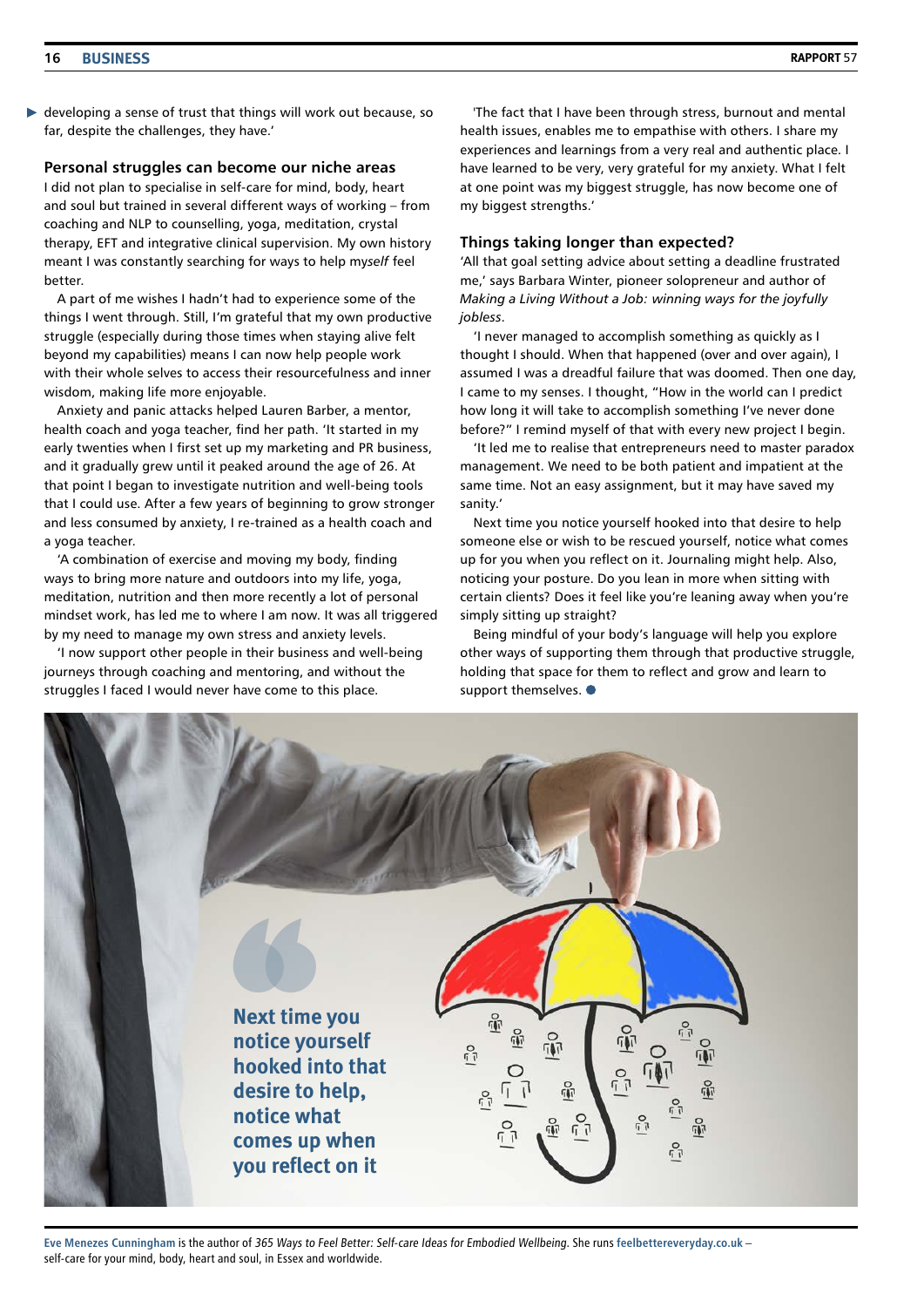developing a sense of trust that things will work out because, so far, despite the challenges, they have.'

### Personal struggles can become our niche areas

I did not plan to specialise in self-care for mind, body, heart and soul but trained in several different ways of working – from coaching and NLP to counselling, yoga, meditation, crystal therapy, EFT and integrative clinical supervision. My own history meant I was constantly searching for ways to help my*self* feel better.

A part of me wishes I hadn't had to experience some of the things I went through. Still, I'm grateful that my own productive struggle (especially during those times when staying alive felt beyond my capabilities) means I can now help people work with their whole selves to access their resourcefulness and inner wisdom, making life more enjoyable.

Anxiety and panic attacks helped Lauren Barber, a mentor, health coach and yoga teacher, find her path. 'It started in my early twenties when I first set up my marketing and PR business, and it gradually grew until it peaked around the age of 26. At that point I began to investigate nutrition and well-being tools that I could use. After a few years of beginning to grow stronger and less consumed by anxiety, I re-trained as a health coach and a yoga teacher.

'A combination of exercise and moving my body, finding ways to bring more nature and outdoors into my life, yoga, meditation, nutrition and then more recently a lot of personal mindset work, has led me to where I am now. It was all triggered by my need to manage my own stress and anxiety levels.

'I now support other people in their business and well-being journeys through coaching and mentoring, and without the struggles I faced I would never have come to this place.

'The fact that I have been through stress, burnout and mental health issues, enables me to empathise with others. I share my experiences and learnings from a very real and authentic place. I have learned to be very, very grateful for my anxiety. What I felt at one point was my biggest struggle, has now become one of my biggest strengths.'

### Things taking longer than expected?

'All that goal setting advice about setting a deadline frustrated me,' says Barbara Winter, pioneer solopreneur and author of *Making a Living Without a Job: winning ways for the joyfully jobless*.

'I never managed to accomplish something as quickly as I thought I should. When that happened (over and over again), I assumed I was a dreadful failure that was doomed. Then one day, I came to my senses. I thought, "How in the world can I predict how long it will take to accomplish something I've never done before?" I remind myself of that with every new project I begin.

'It led me to realise that entrepreneurs need to master paradox management. We need to be both patient and impatient at the same time. Not an easy assignment, but it may have saved my sanity.'

Next time you notice yourself hooked into that desire to help someone else or wish to be rescued yourself, notice what comes up for you when you reflect on it. Journaling might help. Also, noticing your posture. Do you lean in more when sitting with certain clients? Does it feel like you're leaning away when you're simply sitting up straight?

Being mindful of your body's language will help you explore other ways of supporting them through that productive struggle, holding that space for them to reflect and grow and learn to support themselves. ●

**Next time you notice yourself hooked into that desire to help, notice what comes up when you reflect on it**

**Eve Menezes Cunningham** is the author of *365 Ways to Feel Better: Self-care Ideas for Embodied Wellbeing.* She runs **feelbettereveryday.co.uk** – self-care for your mind, body, heart and soul, in Essex and worldwide.